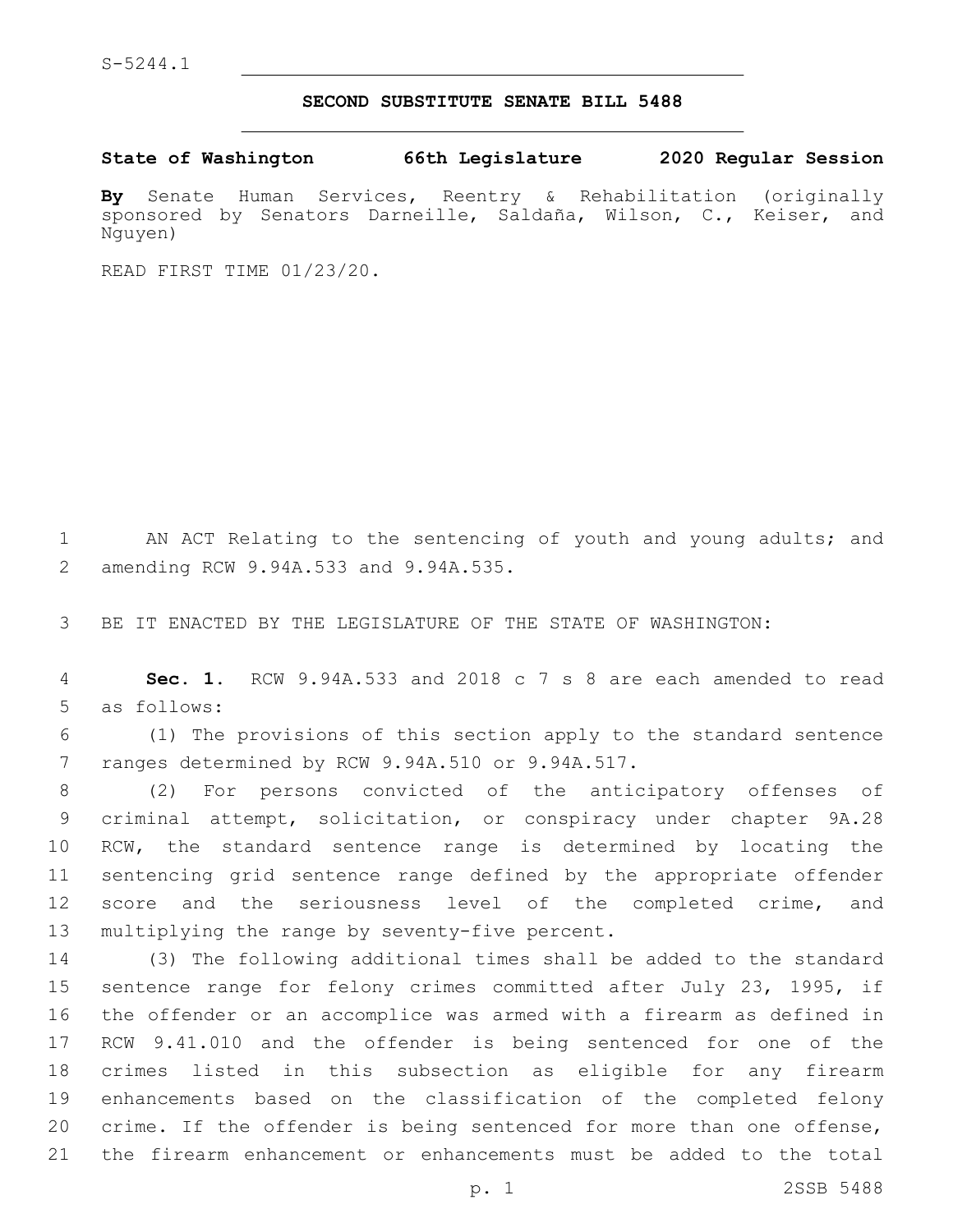S-5244.1

## SECOND SUBSTITUTE SENATE BILL 5488

**State of Washington 66th Legislature 2020 Regular Session**

**By** Senate Human Services, Reentry & Rehabilitation (originally sponsored by Senators Darneille, Saldaña, Wilson, C., Keiser, and Nguyen)

READ FIRST TIME 01/23/20.

AN ACT Relating to the sentencing of youth and young adults; and amending RCW 9.94A.533 and 9.94A.535.

BE IT ENACTED BY THE LEGISLATURE OF THE STATE OF WASHINGTON:

**Sec. 1.** RCW 9.94A.533 and 2018 c 7 s 8 are each amended to read as follows:

(1) The provisions of this section apply to the standard sentence ranges determined by RCW 9.94A.510 or 9.94A.517.

(2) For persons convicted of the anticipatory offenses of criminal attempt, solicitation, or conspiracy under chapter 9A.28 RCW, the standard sentence range is determined by locating the sentencing grid sentence range defined by the appropriate offender score and the seriousness level of the completed crime, and multiplying the range by seventy-five percent.

(3) The following additional times shall be added to the standard sentence range for felony crimes committed after July 23, 1995, if the offender or an accomplice was armed with a firearm as defined in RCW 9.41.010 and the offender is being sentenced for one of the crimes listed in this subsection as eligible for any firearm enhancements based on the classification of the completed felony crime. If the offender is being sentenced for more than one offense, the firearm enhancement or enhancements must be added to the total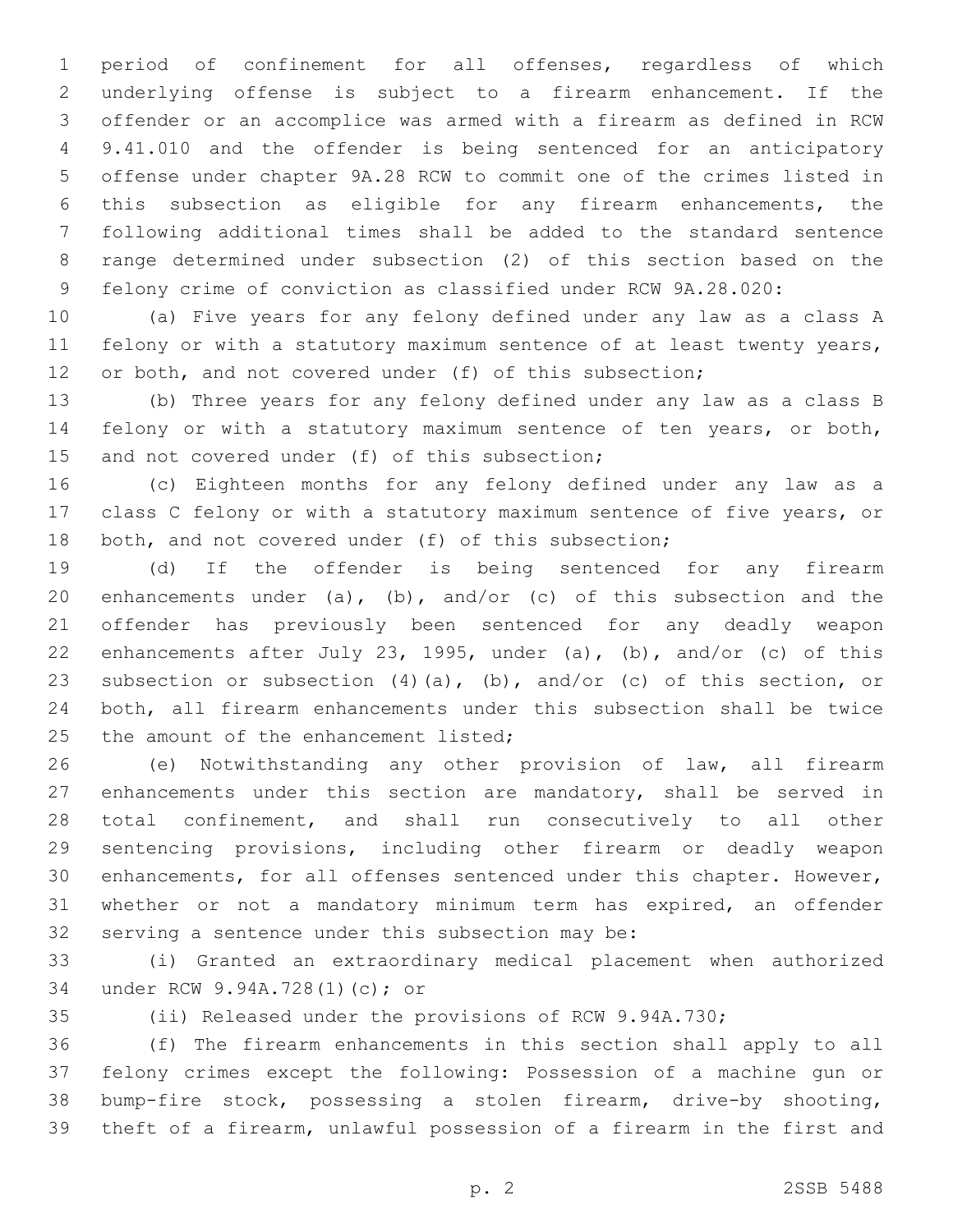period of confinement for all offenses, regardless of which underlying offense is subject to a firearm enhancement. If the offender or an accomplice was armed with a firearm as defined in RCW 9.41.010 and the offender is being sentenced for an anticipatory offense under chapter 9A.28 RCW to commit one of the crimes listed in this subsection as eligible for any firearm enhancements, the following additional times shall be added to the standard sentence range determined under subsection (2) of this section based on the felony crime of conviction as classified under RCW 9A.28.020:

(a) Five years for any felony defined under any law as a class A felony or with a statutory maximum sentence of at least twenty years, or both, and not covered under (f) of this subsection;

(b) Three years for any felony defined under any law as a class B felony or with a statutory maximum sentence of ten years, or both, and not covered under (f) of this subsection;

(c) Eighteen months for any felony defined under any law as a class C felony or with a statutory maximum sentence of five years, or both, and not covered under (f) of this subsection;

(d) If the offender is being sentenced for any firearm enhancements under (a), (b), and/or (c) of this subsection and the offender has previously been sentenced for any deadly weapon enhancements after July 23, 1995, under (a), (b), and/or (c) of this subsection or subsection (4)(a), (b), and/or (c) of this section, or both, all firearm enhancements under this subsection shall be twice the amount of the enhancement listed;

(e) Notwithstanding any other provision of law, all firearm enhancements under this section are mandatory, shall be served in total confinement, and shall run consecutively to all other sentencing provisions, including other firearm or deadly weapon enhancements, for all offenses sentenced under this chapter. However, whether or not a mandatory minimum term has expired, an offender serving a sentence under this subsection may be:

(i) Granted an extraordinary medical placement when authorized under RCW 9.94A.728(1)(c); or

(ii) Released under the provisions of RCW 9.94A.730;

(f) The firearm enhancements in this section shall apply to all felony crimes except the following: Possession of a machine gun or bump-fire stock, possessing a stolen firearm, drive-by shooting, theft of a firearm, unlawful possession of a firearm in the first and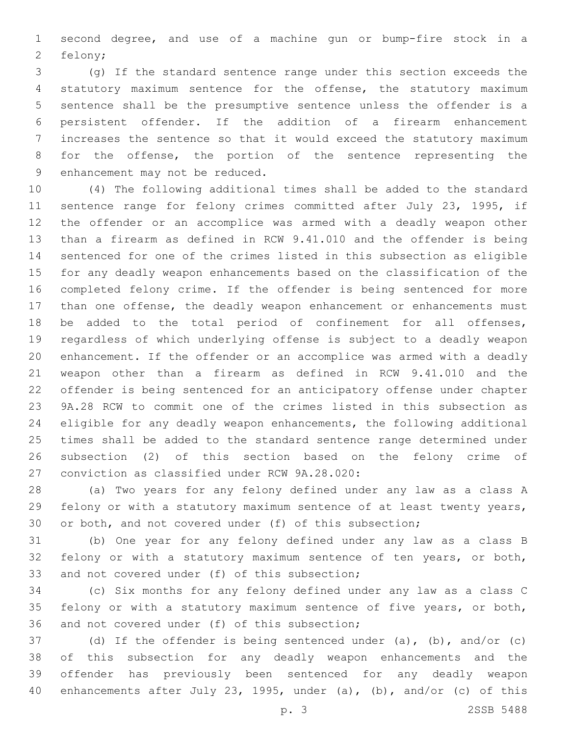second degree, and use of a machine gun or bump-fire stock in a felony;

(g) If the standard sentence range under this section exceeds the statutory maximum sentence for the offense, the statutory maximum sentence shall be the presumptive sentence unless the offender is a persistent offender. If the addition of a firearm enhancement increases the sentence so that it would exceed the statutory maximum for the offense, the portion of the sentence representing the enhancement may not be reduced.

(4) The following additional times shall be added to the standard sentence range for felony crimes committed after July 23, 1995, if the offender or an accomplice was armed with a deadly weapon other than a firearm as defined in RCW 9.41.010 and the offender is being sentenced for one of the crimes listed in this subsection as eligible for any deadly weapon enhancements based on the classification of the completed felony crime. If the offender is being sentenced for more than one offense, the deadly weapon enhancement or enhancements must be added to the total period of confinement for all offenses, regardless of which underlying offense is subject to a deadly weapon enhancement. If the offender or an accomplice was armed with a deadly weapon other than a firearm as defined in RCW 9.41.010 and the offender is being sentenced for an anticipatory offense under chapter 9A.28 RCW to commit one of the crimes listed in this subsection as eligible for any deadly weapon enhancements, the following additional times shall be added to the standard sentence range determined under subsection (2) of this section based on the felony crime of conviction as classified under RCW 9A.28.020:

(a) Two years for any felony defined under any law as a class A felony or with a statutory maximum sentence of at least twenty years, or both, and not covered under (f) of this subsection;

(b) One year for any felony defined under any law as a class B felony or with a statutory maximum sentence of ten years, or both, and not covered under (f) of this subsection;

(c) Six months for any felony defined under any law as a class C felony or with a statutory maximum sentence of five years, or both, and not covered under (f) of this subsection;

(d) If the offender is being sentenced under (a), (b), and/or (c) of this subsection for any deadly weapon enhancements and the offender has previously been sentenced for any deadly weapon enhancements after July 23, 1995, under (a), (b), and/or (c) of this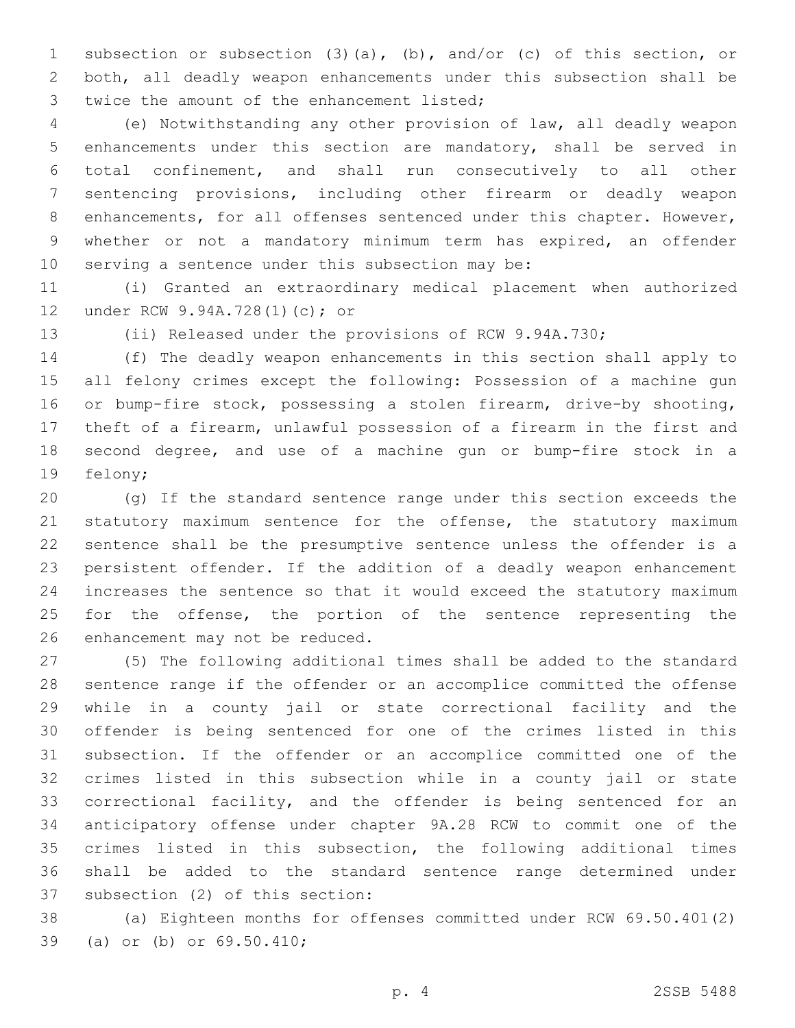subsection or subsection (3)(a), (b), and/or (c) of this section, or both, all deadly weapon enhancements under this subsection shall be twice the amount of the enhancement listed;

(e) Notwithstanding any other provision of law, all deadly weapon enhancements under this section are mandatory, shall be served in total confinement, and shall run consecutively to all other sentencing provisions, including other firearm or deadly weapon enhancements, for all offenses sentenced under this chapter. However, whether or not a mandatory minimum term has expired, an offender serving a sentence under this subsection may be:

(i) Granted an extraordinary medical placement when authorized under RCW 9.94A.728(1)(c); or

(ii) Released under the provisions of RCW 9.94A.730;

(f) The deadly weapon enhancements in this section shall apply to all felony crimes except the following: Possession of a machine gun or bump-fire stock, possessing a stolen firearm, drive-by shooting, theft of a firearm, unlawful possession of a firearm in the first and second degree, and use of a machine gun or bump-fire stock in a felony;

(g) If the standard sentence range under this section exceeds the statutory maximum sentence for the offense, the statutory maximum sentence shall be the presumptive sentence unless the offender is a persistent offender. If the addition of a deadly weapon enhancement increases the sentence so that it would exceed the statutory maximum for the offense, the portion of the sentence representing the enhancement may not be reduced.

(5) The following additional times shall be added to the standard sentence range if the offender or an accomplice committed the offense while in a county jail or state correctional facility and the offender is being sentenced for one of the crimes listed in this subsection. If the offender or an accomplice committed one of the crimes listed in this subsection while in a county jail or state correctional facility, and the offender is being sentenced for an anticipatory offense under chapter 9A.28 RCW to commit one of the crimes listed in this subsection, the following additional times shall be added to the standard sentence range determined under subsection (2) of this section:

(a) Eighteen months for offenses committed under RCW 69.50.401(2)(a) or (b) or 69.50.410;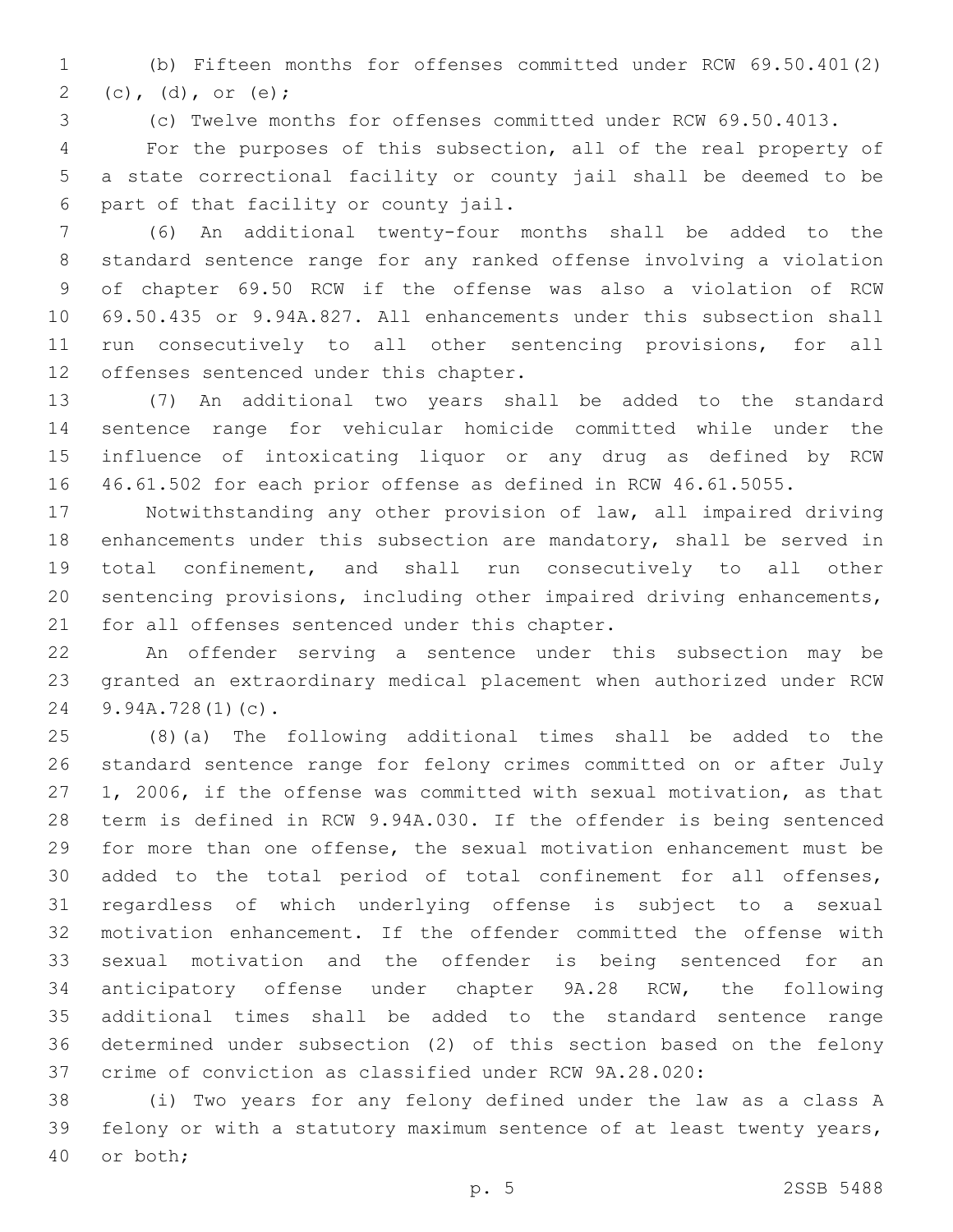(b) Fifteen months for offenses committed under RCW 69.50.401(2) (c), (d), or (e);

(c) Twelve months for offenses committed under RCW 69.50.4013.

For the purposes of this subsection, all of the real property of a state correctional facility or county jail shall be deemed to be part of that facility or county jail.

(6) An additional twenty-four months shall be added to the standard sentence range for any ranked offense involving a violation of chapter 69.50 RCW if the offense was also a violation of RCW 69.50.435 or 9.94A.827. All enhancements under this subsection shall run consecutively to all other sentencing provisions, for all offenses sentenced under this chapter.

(7) An additional two years shall be added to the standard sentence range for vehicular homicide committed while under the influence of intoxicating liquor or any drug as defined by RCW 46.61.502 for each prior offense as defined in RCW 46.61.5055.

Notwithstanding any other provision of law, all impaired driving enhancements under this subsection are mandatory, shall be served in total confinement, and shall run consecutively to all other sentencing provisions, including other impaired driving enhancements, for all offenses sentenced under this chapter.

An offender serving a sentence under this subsection may be granted an extraordinary medical placement when authorized under RCW 9.94A.728(1)(c).

(8)(a) The following additional times shall be added to the standard sentence range for felony crimes committed on or after July 1, 2006, if the offense was committed with sexual motivation, as that term is defined in RCW 9.94A.030. If the offender is being sentenced for more than one offense, the sexual motivation enhancement must be added to the total period of total confinement for all offenses, regardless of which underlying offense is subject to a sexual motivation enhancement. If the offender committed the offense with sexual motivation and the offender is being sentenced for an anticipatory offense under chapter 9A.28 RCW, the following additional times shall be added to the standard sentence range determined under subsection (2) of this section based on the felony crime of conviction as classified under RCW 9A.28.020:

(i) Two years for any felony defined under the law as a class A felony or with a statutory maximum sentence of at least twenty years, or both;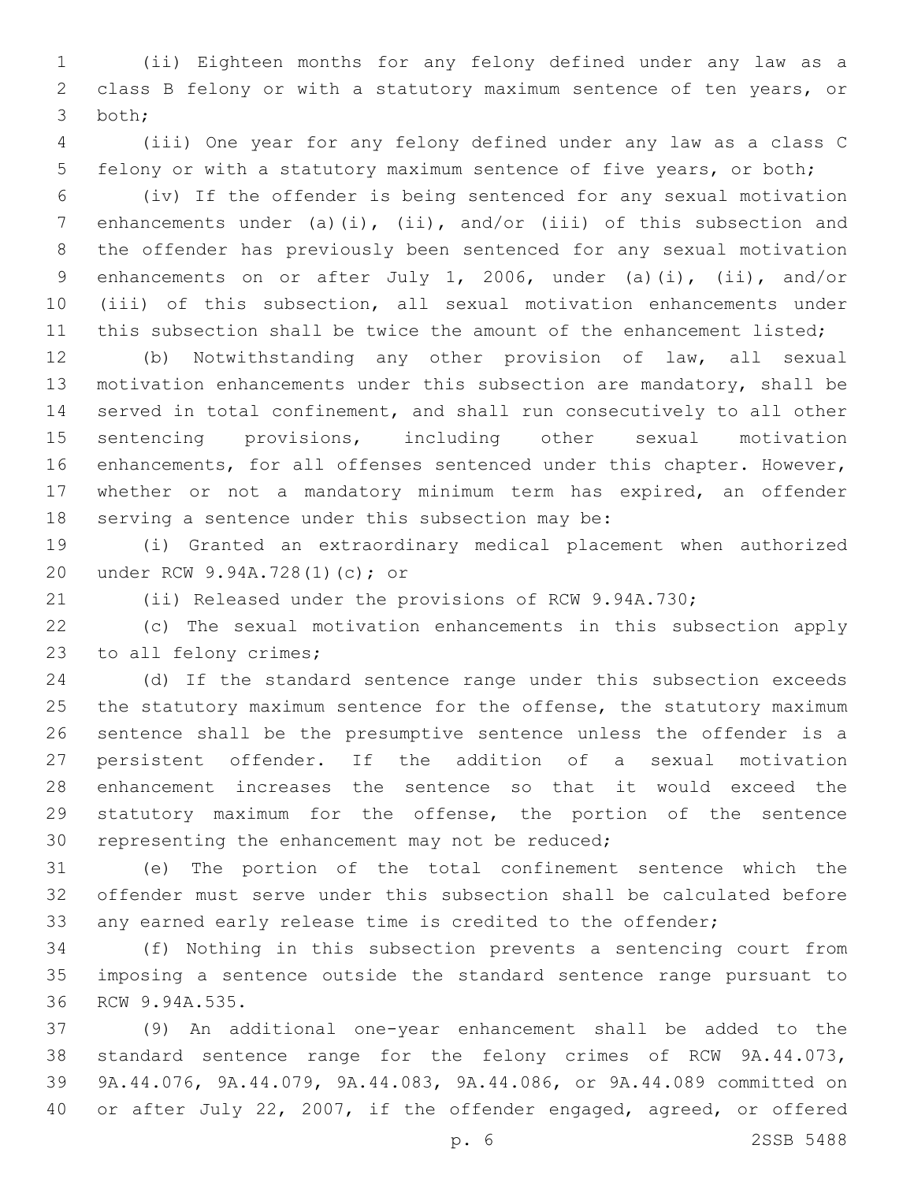(ii) Eighteen months for any felony defined under any law as a class B felony or with a statutory maximum sentence of ten years, or both;

(iii) One year for any felony defined under any law as a class C felony or with a statutory maximum sentence of five years, or both;

(iv) If the offender is being sentenced for any sexual motivation enhancements under (a)(i), (ii), and/or (iii) of this subsection and the offender has previously been sentenced for any sexual motivation enhancements on or after July 1, 2006, under (a)(i), (ii), and/or (iii) of this subsection, all sexual motivation enhancements under this subsection shall be twice the amount of the enhancement listed;

(b) Notwithstanding any other provision of law, all sexual motivation enhancements under this subsection are mandatory, shall be served in total confinement, and shall run consecutively to all other sentencing provisions, including other sexual motivation enhancements, for all offenses sentenced under this chapter. However, whether or not a mandatory minimum term has expired, an offender serving a sentence under this subsection may be:

(i) Granted an extraordinary medical placement when authorized under RCW 9.94A.728(1)(c); or

(ii) Released under the provisions of RCW 9.94A.730;

(c) The sexual motivation enhancements in this subsection apply to all felony crimes;

(d) If the standard sentence range under this subsection exceeds the statutory maximum sentence for the offense, the statutory maximum sentence shall be the presumptive sentence unless the offender is a persistent offender. If the addition of a sexual motivation enhancement increases the sentence so that it would exceed the statutory maximum for the offense, the portion of the sentence representing the enhancement may not be reduced;

(e) The portion of the total confinement sentence which the offender must serve under this subsection shall be calculated before any earned early release time is credited to the offender;

(f) Nothing in this subsection prevents a sentencing court from imposing a sentence outside the standard sentence range pursuant to RCW 9.94A.535.

(9) An additional one-year enhancement shall be added to the standard sentence range for the felony crimes of RCW 9A.44.073, 9A.44.076, 9A.44.079, 9A.44.083, 9A.44.086, or 9A.44.089 committed on or after July 22, 2007, if the offender engaged, agreed, or offered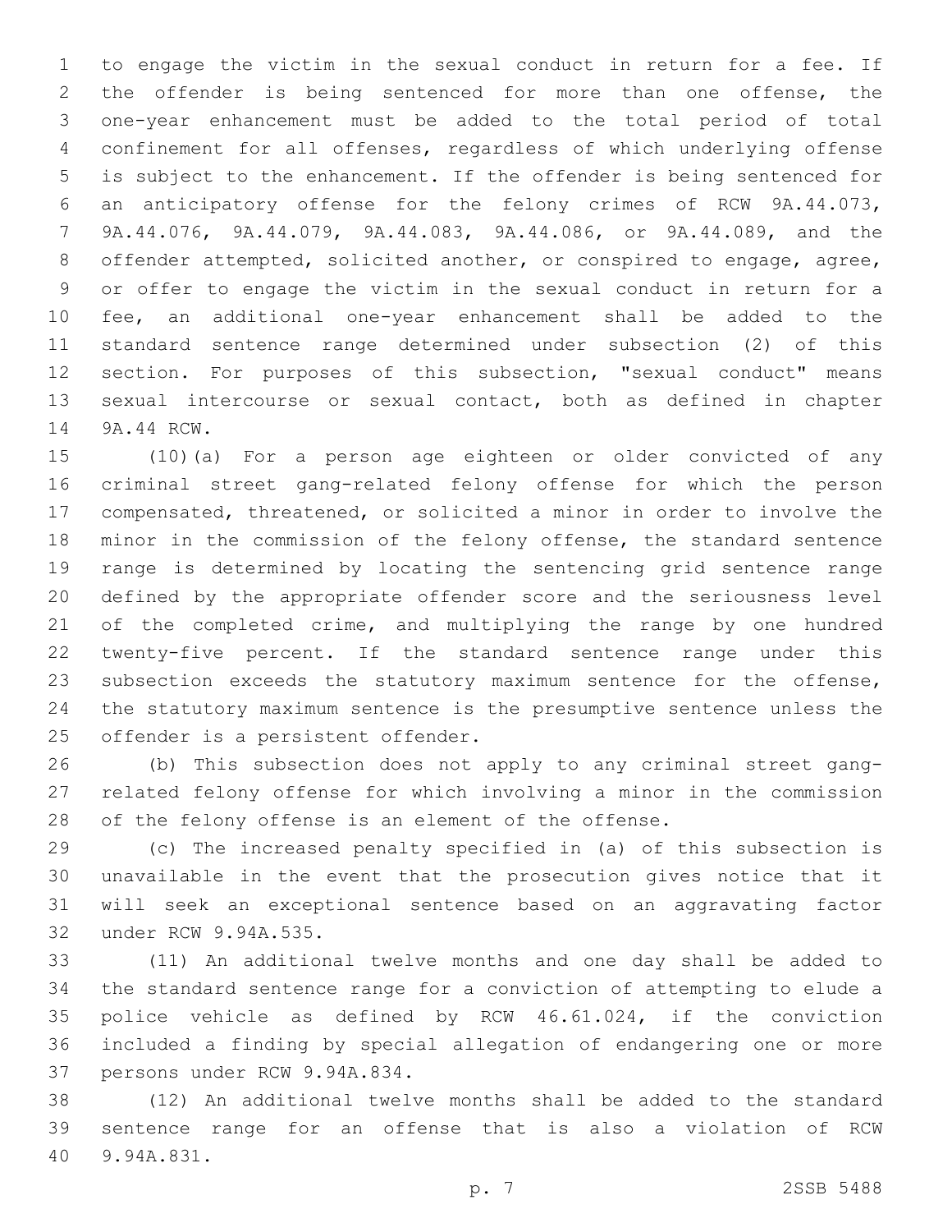to engage the victim in the sexual conduct in return for a fee. If the offender is being sentenced for more than one offense, the one-year enhancement must be added to the total period of total confinement for all offenses, regardless of which underlying offense is subject to the enhancement. If the offender is being sentenced for an anticipatory offense for the felony crimes of RCW 9A.44.073, 9A.44.076, 9A.44.079, 9A.44.083, 9A.44.086, or 9A.44.089, and the offender attempted, solicited another, or conspired to engage, agree, or offer to engage the victim in the sexual conduct in return for a fee, an additional one-year enhancement shall be added to the standard sentence range determined under subsection (2) of this section. For purposes of this subsection, "sexual conduct" means sexual intercourse or sexual contact, both as defined in chapter 9A.44 RCW.

(10)(a) For a person age eighteen or older convicted of any criminal street gang-related felony offense for which the person compensated, threatened, or solicited a minor in order to involve the minor in the commission of the felony offense, the standard sentence range is determined by locating the sentencing grid sentence range defined by the appropriate offender score and the seriousness level of the completed crime, and multiplying the range by one hundred twenty-five percent. If the standard sentence range under this subsection exceeds the statutory maximum sentence for the offense, the statutory maximum sentence is the presumptive sentence unless the offender is a persistent offender.

(b) This subsection does not apply to any criminal street gang-related felony offense for which involving a minor in the commission of the felony offense is an element of the offense.

(c) The increased penalty specified in (a) of this subsection is unavailable in the event that the prosecution gives notice that it will seek an exceptional sentence based on an aggravating factor under RCW 9.94A.535.

(11) An additional twelve months and one day shall be added to the standard sentence range for a conviction of attempting to elude a police vehicle as defined by RCW 46.61.024, if the conviction included a finding by special allegation of endangering one or more persons under RCW 9.94A.834.

(12) An additional twelve months shall be added to the standard sentence range for an offense that is also a violation of RCW 9.94A.831.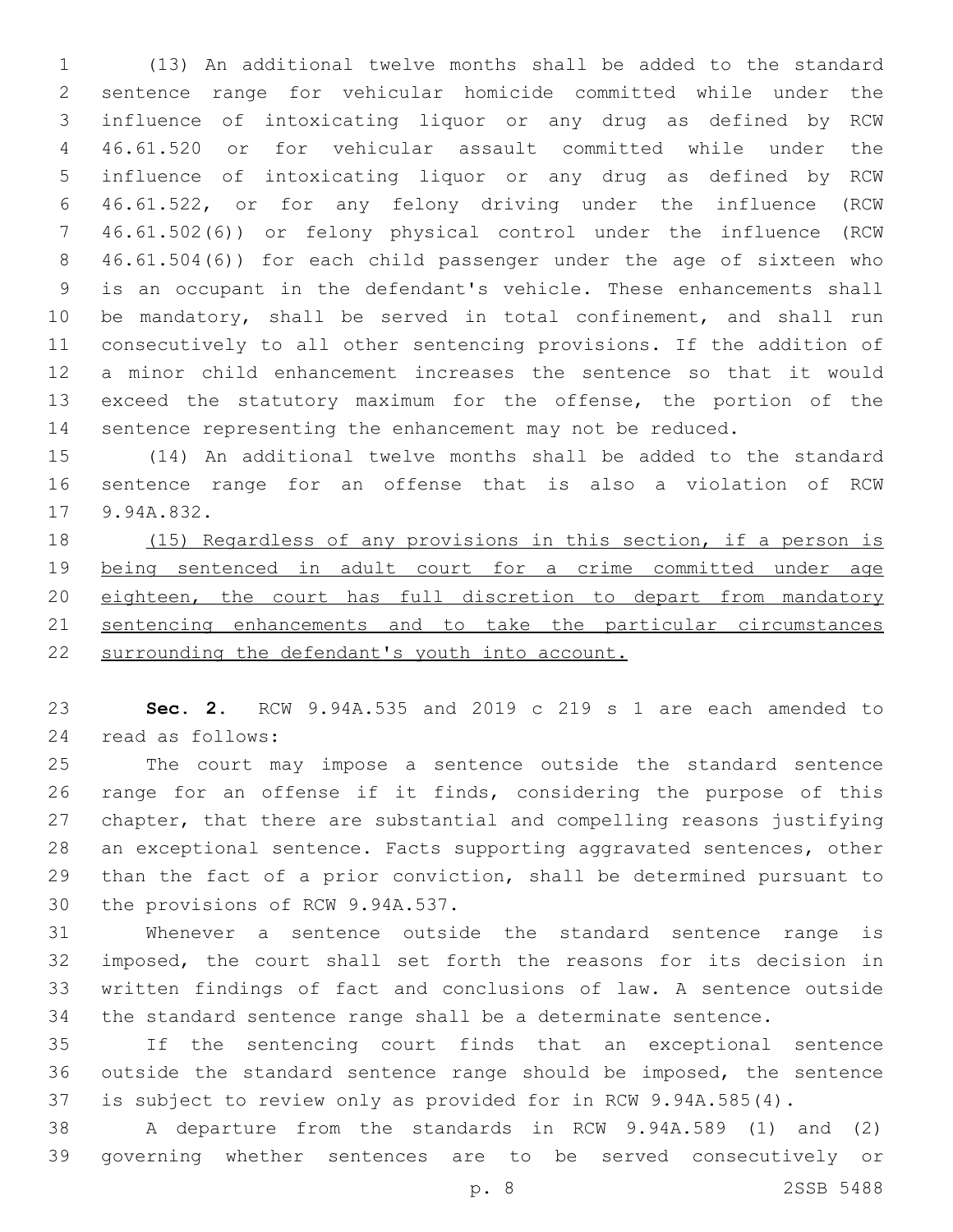(13) An additional twelve months shall be added to the standard sentence range for vehicular homicide committed while under the influence of intoxicating liquor or any drug as defined by RCW 46.61.520 or for vehicular assault committed while under the influence of intoxicating liquor or any drug as defined by RCW 46.61.522, or for any felony driving under the influence (RCW 46.61.502(6)) or felony physical control under the influence (RCW 46.61.504(6)) for each child passenger under the age of sixteen who is an occupant in the defendant's vehicle. These enhancements shall be mandatory, shall be served in total confinement, and shall run consecutively to all other sentencing provisions. If the addition of a minor child enhancement increases the sentence so that it would exceed the statutory maximum for the offense, the portion of the sentence representing the enhancement may not be reduced.

(14) An additional twelve months shall be added to the standard sentence range for an offense that is also a violation of RCW 9.94A.832.

<u>(15) Regardless of any provisions in this section, if a person is being sentenced in adult court for a crime committed under age eighteen, the court has full discretion to depart from mandatory sentencing enhancements and to take the particular circumstances surrounding the defendant's youth into account.</u>

**Sec. 2.** RCW 9.94A.535 and 2019 c 219 s 1 are each amended to read as follows:

The court may impose a sentence outside the standard sentence range for an offense if it finds, considering the purpose of this chapter, that there are substantial and compelling reasons justifying an exceptional sentence. Facts supporting aggravated sentences, other than the fact of a prior conviction, shall be determined pursuant to the provisions of RCW 9.94A.537.

Whenever a sentence outside the standard sentence range is imposed, the court shall set forth the reasons for its decision in written findings of fact and conclusions of law. A sentence outside the standard sentence range shall be a determinate sentence.

If the sentencing court finds that an exceptional sentence outside the standard sentence range should be imposed, the sentence is subject to review only as provided for in RCW 9.94A.585(4).

A departure from the standards in RCW 9.94A.589 (1) and (2) governing whether sentences are to be served consecutively or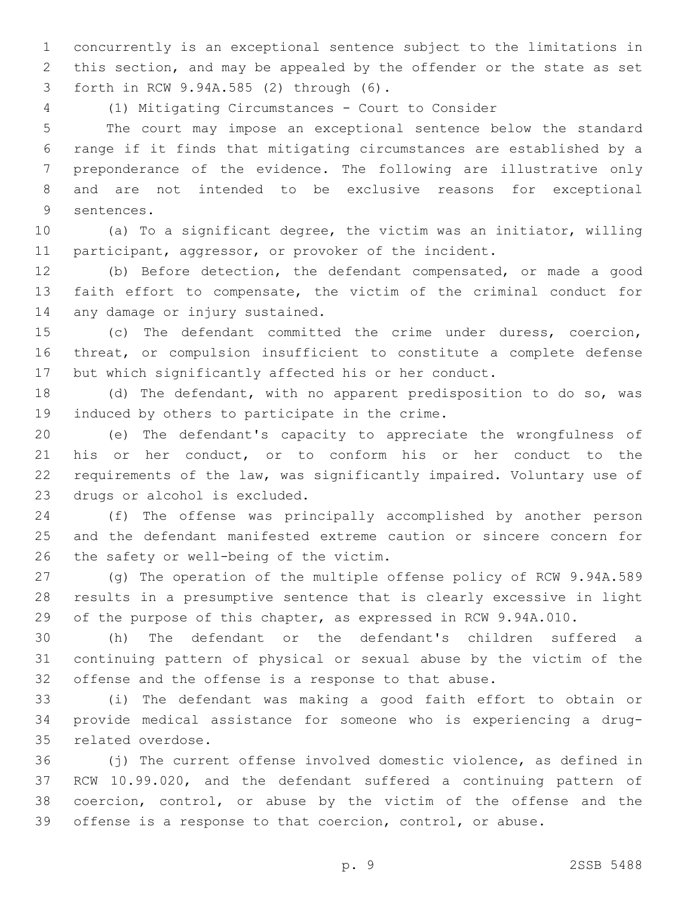concurrently is an exceptional sentence subject to the limitations in this section, and may be appealed by the offender or the state as set forth in RCW 9.94A.585 (2) through (6).

(1) Mitigating Circumstances - Court to Consider

The court may impose an exceptional sentence below the standard range if it finds that mitigating circumstances are established by a preponderance of the evidence. The following are illustrative only and are not intended to be exclusive reasons for exceptional sentences.

(a) To a significant degree, the victim was an initiator, willing participant, aggressor, or provoker of the incident.

(b) Before detection, the defendant compensated, or made a good faith effort to compensate, the victim of the criminal conduct for any damage or injury sustained.

(c) The defendant committed the crime under duress, coercion, threat, or compulsion insufficient to constitute a complete defense but which significantly affected his or her conduct.

(d) The defendant, with no apparent predisposition to do so, was induced by others to participate in the crime.

(e) The defendant's capacity to appreciate the wrongfulness of his or her conduct, or to conform his or her conduct to the requirements of the law, was significantly impaired. Voluntary use of drugs or alcohol is excluded.

(f) The offense was principally accomplished by another person and the defendant manifested extreme caution or sincere concern for the safety or well-being of the victim.

(g) The operation of the multiple offense policy of RCW 9.94A.589 results in a presumptive sentence that is clearly excessive in light of the purpose of this chapter, as expressed in RCW 9.94A.010.

(h) The defendant or the defendant's children suffered a continuing pattern of physical or sexual abuse by the victim of the offense and the offense is a response to that abuse.

(i) The defendant was making a good faith effort to obtain or provide medical assistance for someone who is experiencing a drug-related overdose.

(j) The current offense involved domestic violence, as defined in RCW 10.99.020, and the defendant suffered a continuing pattern of coercion, control, or abuse by the victim of the offense and the offense is a response to that coercion, control, or abuse.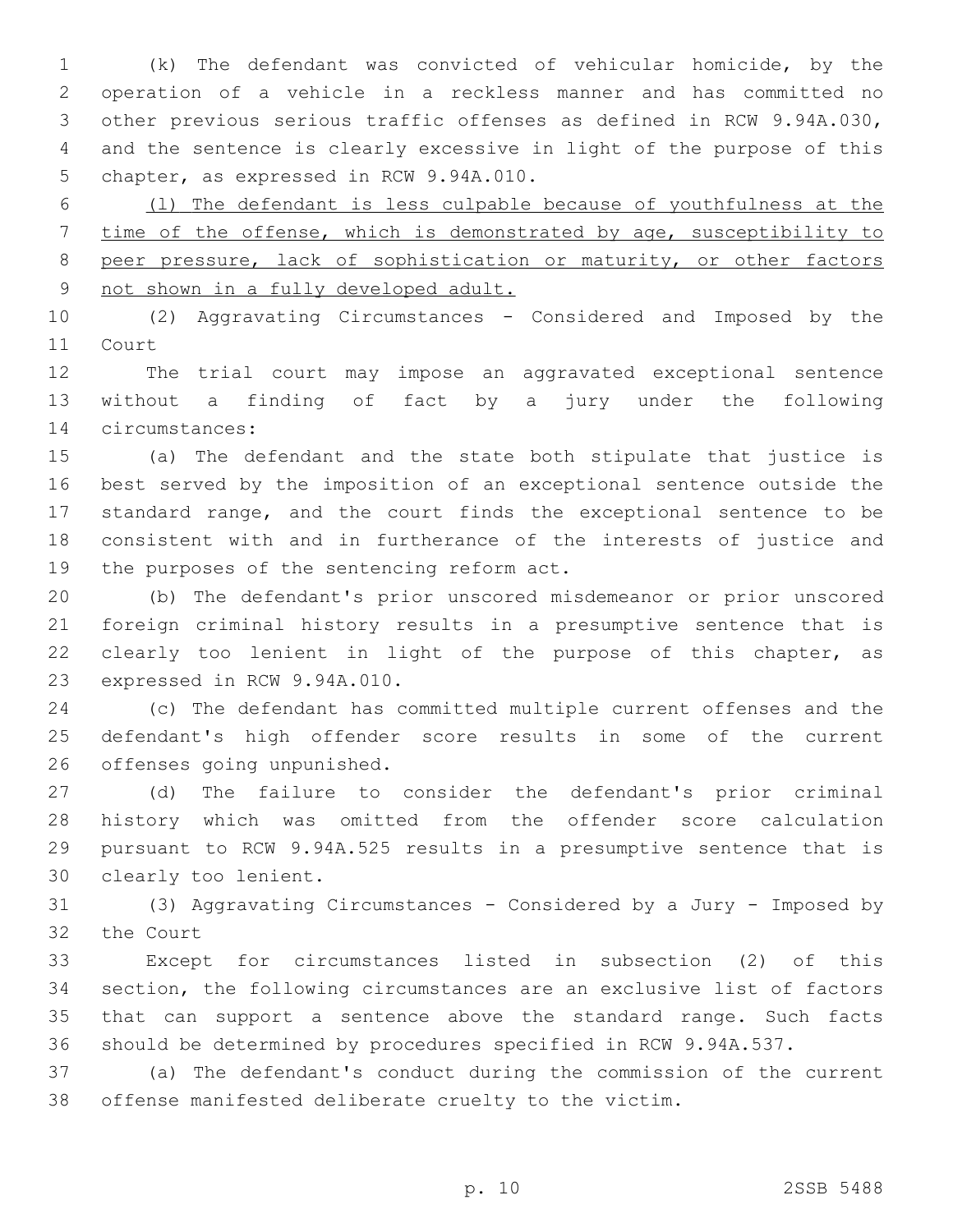(k) The defendant was convicted of vehicular homicide, by the operation of a vehicle in a reckless manner and has committed no other previous serious traffic offenses as defined in RCW 9.94A.030, and the sentence is clearly excessive in light of the purpose of this chapter, as expressed in RCW 9.94A.010.

<u>(l) The defendant is less culpable because of youthfulness at the time of the offense, which is demonstrated by age, susceptibility to peer pressure, lack of sophistication or maturity, or other factors not shown in a fully developed adult.</u>

(2) Aggravating Circumstances - Considered and Imposed by the Court

The trial court may impose an aggravated exceptional sentence without a finding of fact by a jury under the following circumstances:

(a) The defendant and the state both stipulate that justice is best served by the imposition of an exceptional sentence outside the standard range, and the court finds the exceptional sentence to be consistent with and in furtherance of the interests of justice and the purposes of the sentencing reform act.

(b) The defendant's prior unscored misdemeanor or prior unscored foreign criminal history results in a presumptive sentence that is clearly too lenient in light of the purpose of this chapter, as expressed in RCW 9.94A.010.

(c) The defendant has committed multiple current offenses and the defendant's high offender score results in some of the current offenses going unpunished.

(d) The failure to consider the defendant's prior criminal history which was omitted from the offender score calculation pursuant to RCW 9.94A.525 results in a presumptive sentence that is clearly too lenient.

(3) Aggravating Circumstances - Considered by a Jury - Imposed by the Court

Except for circumstances listed in subsection (2) of this section, the following circumstances are an exclusive list of factors that can support a sentence above the standard range. Such facts should be determined by procedures specified in RCW 9.94A.537.

(a) The defendant's conduct during the commission of the current offense manifested deliberate cruelty to the victim.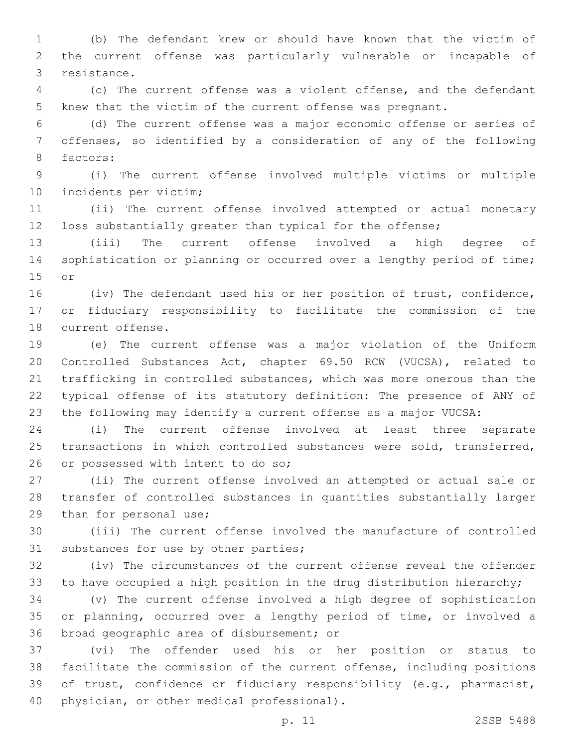(b) The defendant knew or should have known that the victim of the current offense was particularly vulnerable or incapable of resistance.

(c) The current offense was a violent offense, and the defendant knew that the victim of the current offense was pregnant.

(d) The current offense was a major economic offense or series of offenses, so identified by a consideration of any of the following factors:

(i) The current offense involved multiple victims or multiple incidents per victim;

(ii) The current offense involved attempted or actual monetary loss substantially greater than typical for the offense;

(iii) The current offense involved a high degree of sophistication or planning or occurred over a lengthy period of time; or

(iv) The defendant used his or her position of trust, confidence, or fiduciary responsibility to facilitate the commission of the current offense.

(e) The current offense was a major violation of the Uniform Controlled Substances Act, chapter 69.50 RCW (VUCSA), related to trafficking in controlled substances, which was more onerous than the typical offense of its statutory definition: The presence of ANY of the following may identify a current offense as a major VUCSA:

(i) The current offense involved at least three separate transactions in which controlled substances were sold, transferred, or possessed with intent to do so;

(ii) The current offense involved an attempted or actual sale or transfer of controlled substances in quantities substantially larger than for personal use;

(iii) The current offense involved the manufacture of controlled substances for use by other parties;

(iv) The circumstances of the current offense reveal the offender to have occupied a high position in the drug distribution hierarchy;

(v) The current offense involved a high degree of sophistication or planning, occurred over a lengthy period of time, or involved a broad geographic area of disbursement; or

(vi) The offender used his or her position or status to facilitate the commission of the current offense, including positions of trust, confidence or fiduciary responsibility (e.g., pharmacist, physician, or other medical professional).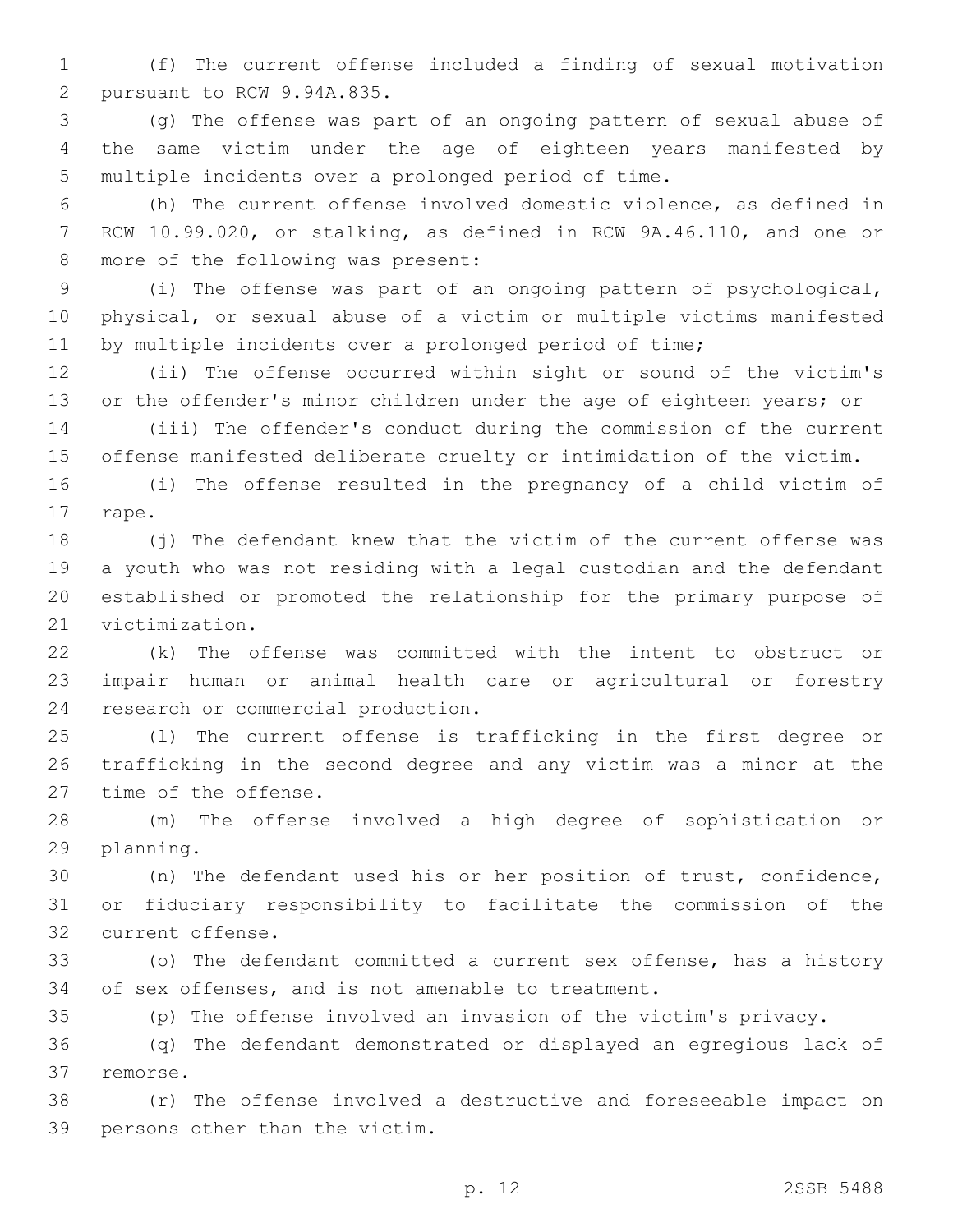(f) The current offense included a finding of sexual motivation pursuant to RCW 9.94A.835.

(g) The offense was part of an ongoing pattern of sexual abuse of the same victim under the age of eighteen years manifested by multiple incidents over a prolonged period of time.

(h) The current offense involved domestic violence, as defined in RCW 10.99.020, or stalking, as defined in RCW 9A.46.110, and one or more of the following was present:

(i) The offense was part of an ongoing pattern of psychological, physical, or sexual abuse of a victim or multiple victims manifested by multiple incidents over a prolonged period of time;

(ii) The offense occurred within sight or sound of the victim's or the offender's minor children under the age of eighteen years; or

(iii) The offender's conduct during the commission of the current offense manifested deliberate cruelty or intimidation of the victim.

(i) The offense resulted in the pregnancy of a child victim of rape.

(j) The defendant knew that the victim of the current offense was a youth who was not residing with a legal custodian and the defendant established or promoted the relationship for the primary purpose of victimization.

(k) The offense was committed with the intent to obstruct or impair human or animal health care or agricultural or forestry research or commercial production.

(l) The current offense is trafficking in the first degree or trafficking in the second degree and any victim was a minor at the time of the offense.

(m) The offense involved a high degree of sophistication or planning.

(n) The defendant used his or her position of trust, confidence, or fiduciary responsibility to facilitate the commission of the current offense.

(o) The defendant committed a current sex offense, has a history of sex offenses, and is not amenable to treatment.

(p) The offense involved an invasion of the victim's privacy.

(q) The defendant demonstrated or displayed an egregious lack of remorse.

(r) The offense involved a destructive and foreseeable impact on persons other than the victim.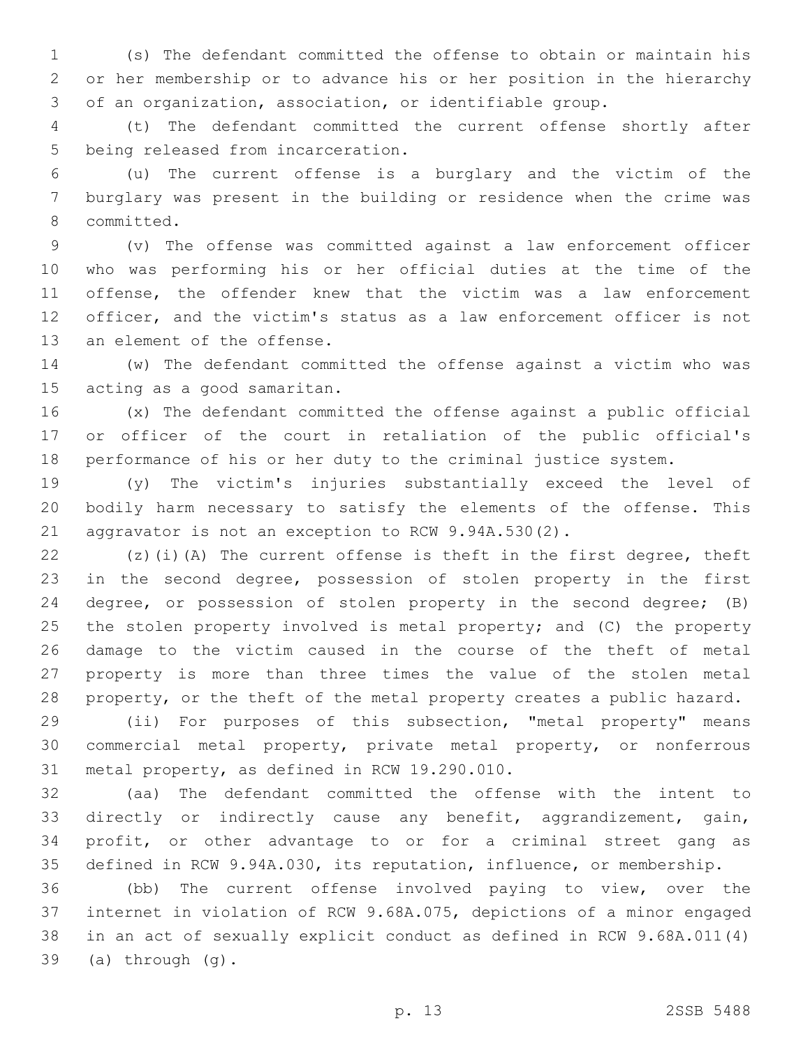(s) The defendant committed the offense to obtain or maintain his or her membership or to advance his or her position in the hierarchy of an organization, association, or identifiable group.

(t) The defendant committed the current offense shortly after being released from incarceration.

(u) The current offense is a burglary and the victim of the burglary was present in the building or residence when the crime was committed.

(v) The offense was committed against a law enforcement officer who was performing his or her official duties at the time of the offense, the offender knew that the victim was a law enforcement officer, and the victim's status as a law enforcement officer is not an element of the offense.

(w) The defendant committed the offense against a victim who was acting as a good samaritan.

(x) The defendant committed the offense against a public official or officer of the court in retaliation of the public official's performance of his or her duty to the criminal justice system.

(y) The victim's injuries substantially exceed the level of bodily harm necessary to satisfy the elements of the offense. This aggravator is not an exception to RCW 9.94A.530(2).

(z)(i)(A) The current offense is theft in the first degree, theft in the second degree, possession of stolen property in the first degree, or possession of stolen property in the second degree; (B) the stolen property involved is metal property; and (C) the property damage to the victim caused in the course of the theft of metal property is more than three times the value of the stolen metal property, or the theft of the metal property creates a public hazard.

(ii) For purposes of this subsection, "metal property" means commercial metal property, private metal property, or nonferrous metal property, as defined in RCW 19.290.010.

(aa) The defendant committed the offense with the intent to directly or indirectly cause any benefit, aggrandizement, gain, profit, or other advantage to or for a criminal street gang as defined in RCW 9.94A.030, its reputation, influence, or membership.

(bb) The current offense involved paying to view, over the internet in violation of RCW 9.68A.075, depictions of a minor engaged in an act of sexually explicit conduct as defined in RCW 9.68A.011(4) (a) through (g).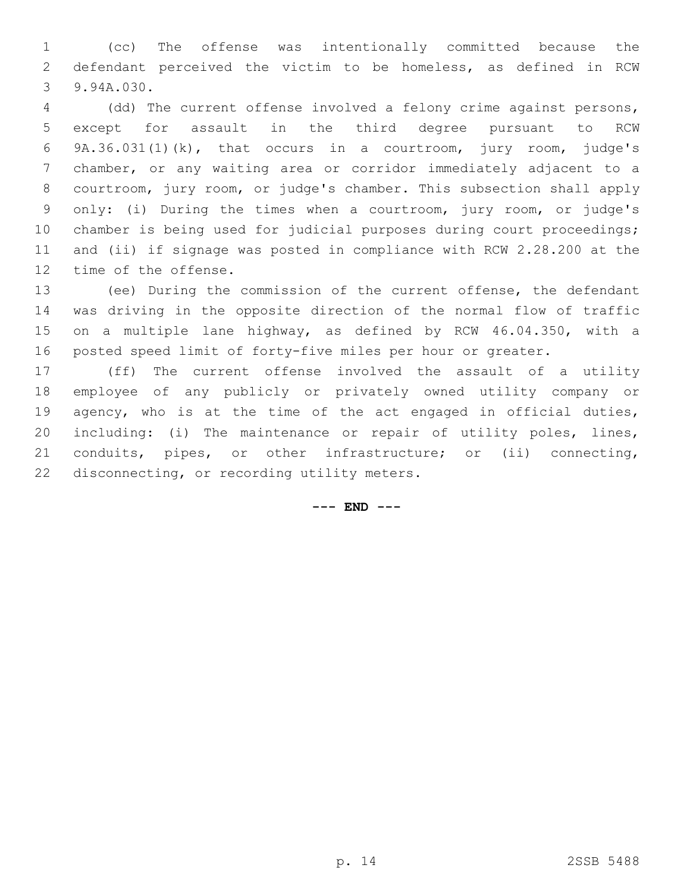(cc) The offense was intentionally committed because the defendant perceived the victim to be homeless, as defined in RCW 9.94A.030.

(dd) The current offense involved a felony crime against persons, except for assault in the third degree pursuant to RCW 9A.36.031(1)(k), that occurs in a courtroom, jury room, judge's chamber, or any waiting area or corridor immediately adjacent to a courtroom, jury room, or judge's chamber. This subsection shall apply only: (i) During the times when a courtroom, jury room, or judge's chamber is being used for judicial purposes during court proceedings; and (ii) if signage was posted in compliance with RCW 2.28.200 at the time of the offense.

(ee) During the commission of the current offense, the defendant was driving in the opposite direction of the normal flow of traffic on a multiple lane highway, as defined by RCW 46.04.350, with a posted speed limit of forty-five miles per hour or greater.

(ff) The current offense involved the assault of a utility employee of any publicly or privately owned utility company or agency, who is at the time of the act engaged in official duties, including: (i) The maintenance or repair of utility poles, lines, conduits, pipes, or other infrastructure; or (ii) connecting, disconnecting, or recording utility meters.

**--- END ---**